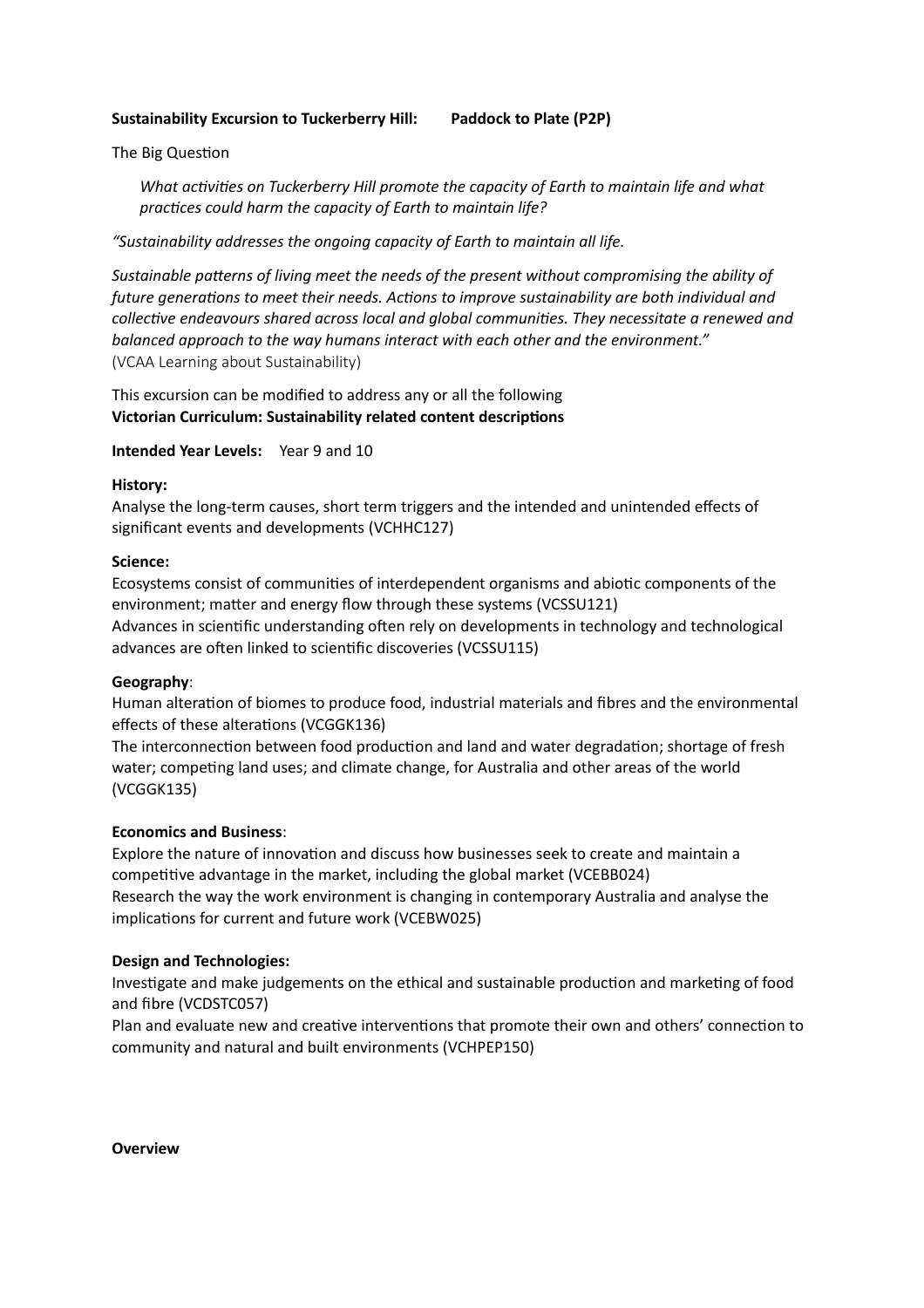**Sustainability Excursion to Tuckerberry Hill: Paddock to Plate (P2P)**

The Big Question

> *What activities on Tuckerberry Hill promote the capacity of Earth to maintain life and what practices could harm the capacity of Earth to maintain life?*

*"Sustainability addresses the ongoing capacity of Earth to maintain all life.*

*Sustainable patterns of living meet the needs of the present without compromising the ability of future generations to meet their needs. Actions to improve sustainability are both individual and collective endeavours shared across local and global communities. They necessitate a renewed and balanced approach to the way humans interact with each other and the environment."*
(VCAA Learning about Sustainability)

This excursion can be modified to address any or all the following
**Victorian Curriculum: Sustainability related content descriptions**

**Intended Year Levels:** Year 9 and 10

**History:**
Analyse the long-term causes, short term triggers and the intended and unintended effects of significant events and developments (VCHHC127)

**Science:**
Ecosystems consist of communities of interdependent organisms and abiotic components of the environment; matter and energy flow through these systems (VCSSU121)
Advances in scientific understanding often rely on developments in technology and technological advances are often linked to scientific discoveries (VCSSU115)

**Geography**:
Human alteration of biomes to produce food, industrial materials and fibres and the environmental effects of these alterations (VCGGK136)
The interconnection between food production and land and water degradation; shortage of fresh water; competing land uses; and climate change, for Australia and other areas of the world (VCGGK135)

**Economics and Business**:
Explore the nature of innovation and discuss how businesses seek to create and maintain a competitive advantage in the market, including the global market (VCEBB024)
Research the way the work environment is changing in contemporary Australia and analyse the implications for current and future work (VCEBW025)

**Design and Technologies:**
Investigate and make judgements on the ethical and sustainable production and marketing of food and fibre (VCDSTC057)
Plan and evaluate new and creative interventions that promote their own and others' connection to community and natural and built environments (VCHPEP150)

**Overview**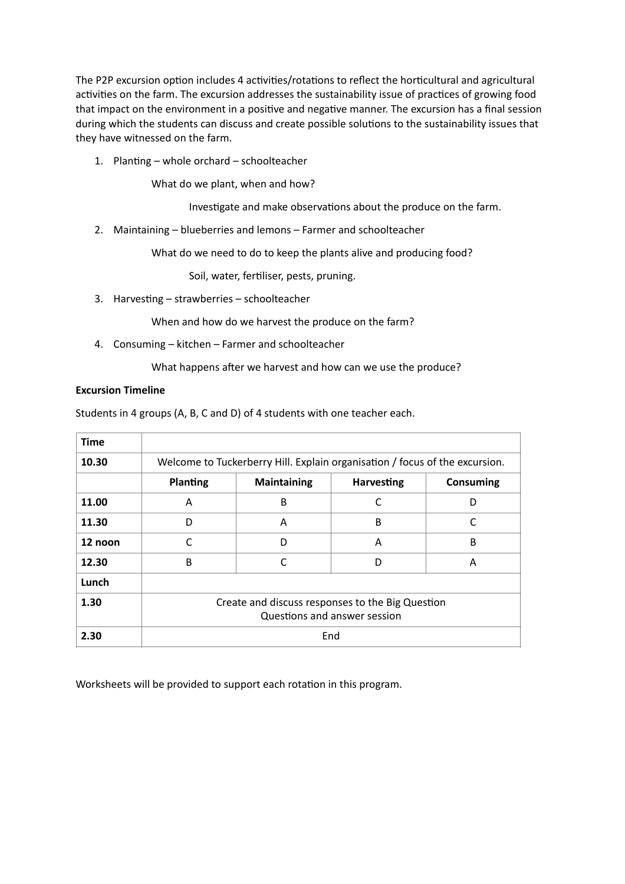The P2P excursion option includes 4 activities/rotations to reflect the horticultural and agricultural activities on the farm. The excursion addresses the sustainability issue of practices of growing food that impact on the environment in a positive and negative manner. The excursion has a final session during which the students can discuss and create possible solutions to the sustainability issues that they have witnessed on the farm.

1. Planting – whole orchard – schoolteacher

   What do we plant, when and how?

      Investigate and make observations about the produce on the farm.

2. Maintaining – blueberries and lemons – Farmer and schoolteacher

   What do we need to do to keep the plants alive and producing food?

      Soil, water, fertiliser, pests, pruning.

3. Harvesting – strawberries – schoolteacher

   When and how do we harvest the produce on the farm?

4. Consuming – kitchen – Farmer and schoolteacher

   What happens after we harvest and how can we use the produce?

**Excursion Timeline**

Students in 4 groups (A, B, C and D) of 4 students with one teacher each.

| **Time** | | | | |
|---|---|---|---|---|
| **10.30** | Welcome to Tuckerberry Hill. Explain organisation / focus of the excursion. | | | |
| | **Planting** | **Maintaining** | **Harvesting** | **Consuming** |
| **11.00** | A | B | C | D |
| **11.30** | D | A | B | C |
| **12 noon** | C | D | A | B |
| **12.30** | B | C | D | A |
| **Lunch** | | | | |
| **1.30** | Create and discuss responses to the Big Question<br>Questions and answer session | | | |
| **2.30** | End | | | |

Worksheets will be provided to support each rotation in this program.